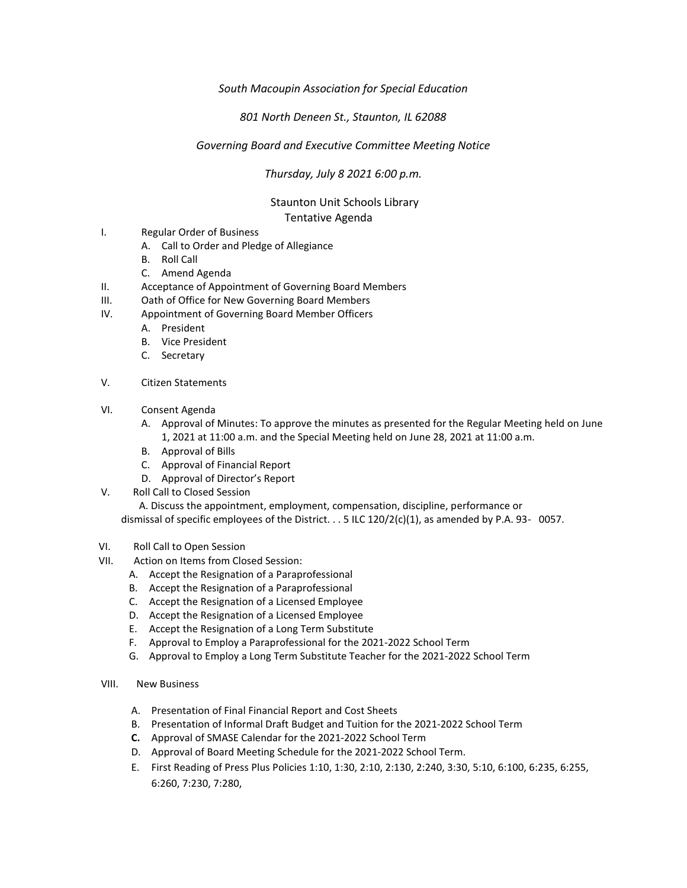*South Macoupin Association for Special Education*

*801 North Deneen St., Staunton, IL 62088*

*Governing Board and Executive Committee Meeting Notice*

*Thursday, July 8 2021 6:00 p.m.*

Staunton Unit Schools Library
Tentative Agenda

I. Regular Order of Business
   A. Call to Order and Pledge of Allegiance
   B. Roll Call
   C. Amend Agenda

II. Acceptance of Appointment of Governing Board Members

III. Oath of Office for New Governing Board Members

IV. Appointment of Governing Board Member Officers
   A. President
   B. Vice President
   C. Secretary

V. Citizen Statements

VI. Consent Agenda
   A. Approval of Minutes: To approve the minutes as presented for the Regular Meeting held on June 1, 2021 at 11:00 a.m. and the Special Meeting held on June 28, 2021 at 11:00 a.m.
   B. Approval of Bills
   C. Approval of Financial Report
   D. Approval of Director's Report

V. Roll Call to Closed Session
   A. Discuss the appointment, employment, compensation, discipline, performance or dismissal of specific employees of the District. . . 5 ILC 120/2(c)(1), as amended by P.A. 93- 0057.

VI. Roll Call to Open Session

VII. Action on Items from Closed Session:
   A. Accept the Resignation of a Paraprofessional
   B. Accept the Resignation of a Paraprofessional
   C. Accept the Resignation of a Licensed Employee
   D. Accept the Resignation of a Licensed Employee
   E. Accept the Resignation of a Long Term Substitute
   F. Approval to Employ a Paraprofessional for the 2021-2022 School Term
   G. Approval to Employ a Long Term Substitute Teacher for the 2021-2022 School Term

VIII. New Business

   A. Presentation of Final Financial Report and Cost Sheets
   B. Presentation of Informal Draft Budget and Tuition for the 2021-2022 School Term
   **C.** Approval of SMASE Calendar for the 2021-2022 School Term
   D. Approval of Board Meeting Schedule for the 2021-2022 School Term.
   E. First Reading of Press Plus Policies 1:10, 1:30, 2:10, 2:130, 2:240, 3:30, 5:10, 6:100, 6:235, 6:255, 6:260, 7:230, 7:280,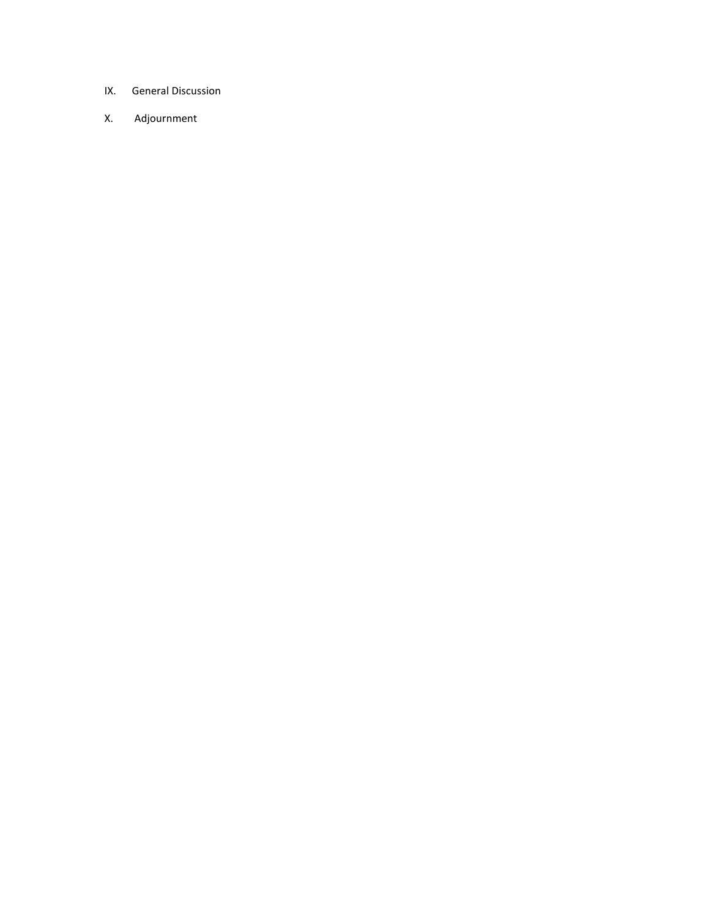IX. General Discussion

X. Adjournment